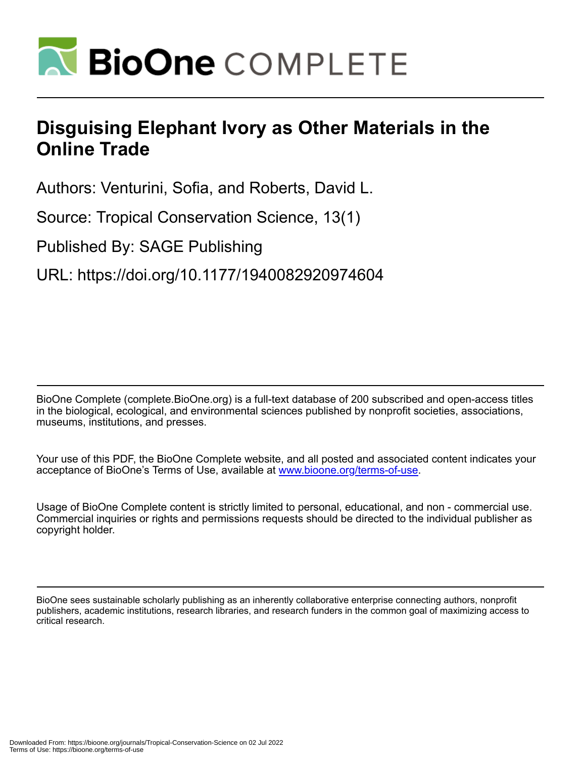# Disguising Elephant Ivory as Other Materials in the Online Trade

Authors: Venturini, Sofia, and Roberts, David L.

Source: Tropical Conservation Science, 13(1)

Published By: SAGE Publishing

URL: https://doi.org/10.1177/1940082920974604

---

BioOne Complete (complete.BioOne.org) is a full-text database of 200 subscribed and open-access titles in the biological, ecological, and environmental sciences published by nonprofit societies, associations, museums, institutions, and presses.

Your use of this PDF, the BioOne Complete website, and all posted and associated content indicates your acceptance of BioOne's Terms of Use, available at www.bioone.org/terms-of-use.

Usage of BioOne Complete content is strictly limited to personal, educational, and non - commercial use. Commercial inquiries or rights and permissions requests should be directed to the individual publisher as copyright holder.

---

BioOne sees sustainable scholarly publishing as an inherently collaborative enterprise connecting authors, nonprofit publishers, academic institutions, research libraries, and research funders in the common goal of maximizing access to critical research.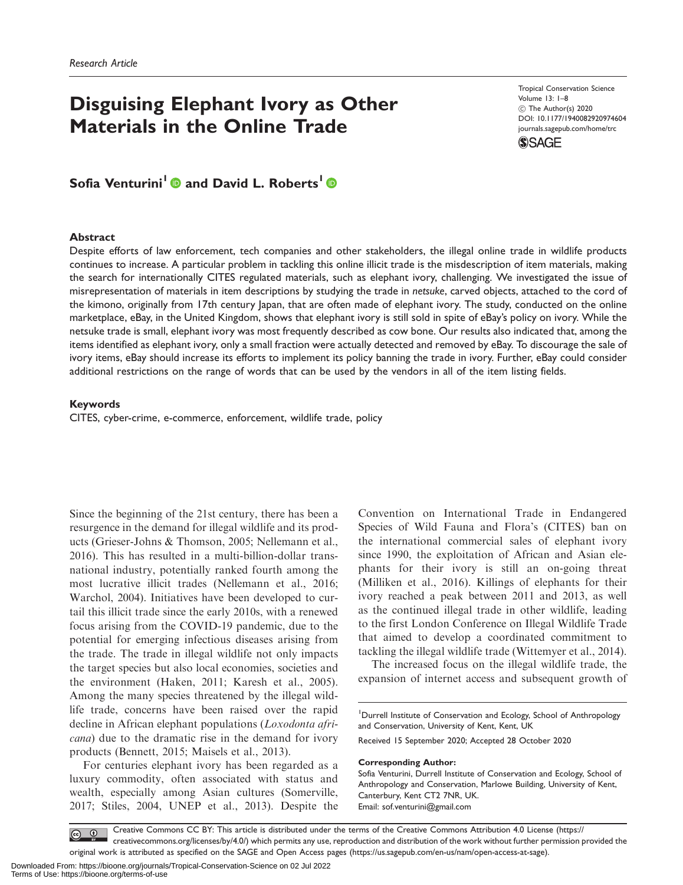Research Article

# Disguising Elephant Ivory as Other Materials in the Online Trade

Sofia Venturini[1] and David L. Roberts[1]

## Abstract

Despite efforts of law enforcement, tech companies and other stakeholders, the illegal online trade in wildlife products continues to increase. A particular problem in tackling this online illicit trade is the misdescription of item materials, making the search for internationally CITES regulated materials, such as elephant ivory, challenging. We investigated the issue of misrepresentation of materials in item descriptions by studying the trade in *netsuke*, carved objects, attached to the cord of the kimono, originally from 17th century Japan, that are often made of elephant ivory. The study, conducted on the online marketplace, eBay, in the United Kingdom, shows that elephant ivory is still sold in spite of eBay's policy on ivory. While the netsuke trade is small, elephant ivory was most frequently described as cow bone. Our results also indicated that, among the items identified as elephant ivory, only a small fraction were actually detected and removed by eBay. To discourage the sale of ivory items, eBay should increase its efforts to implement its policy banning the trade in ivory. Further, eBay could consider additional restrictions on the range of words that can be used by the vendors in all of the item listing fields.

## Keywords

CITES, cyber-crime, e-commerce, enforcement, wildlife trade, policy

Since the beginning of the 21st century, there has been a resurgence in the demand for illegal wildlife and its products (Grieser-Johns & Thomson, 2005; Nellemann et al., 2016). This has resulted in a multi-billion-dollar transnational industry, potentially ranked fourth among the most lucrative illicit trades (Nellemann et al., 2016; Warchol, 2004). Initiatives have been developed to curtail this illicit trade since the early 2010s, with a renewed focus arising from the COVID-19 pandemic, due to the potential for emerging infectious diseases arising from the trade. The trade in illegal wildlife not only impacts the target species but also local economies, societies and the environment (Haken, 2011; Karesh et al., 2005). Among the many species threatened by the illegal wildlife trade, concerns have been raised over the rapid decline in African elephant populations (*Loxodonta africana*) due to the dramatic rise in the demand for ivory products (Bennett, 2015; Maisels et al., 2013).

For centuries elephant ivory has been regarded as a luxury commodity, often associated with status and wealth, especially among Asian cultures (Somerville, 2017; Stiles, 2004, UNEP et al., 2013). Despite the Convention on International Trade in Endangered Species of Wild Fauna and Flora's (CITES) ban on the international commercial sales of elephant ivory since 1990, the exploitation of African and Asian elephants for their ivory is still an on-going threat (Milliken et al., 2016). Killings of elephants for their ivory reached a peak between 2011 and 2013, as well as the continued illegal trade in other wildlife, leading to the first London Conference on Illegal Wildlife Trade that aimed to develop a coordinated commitment to tackling the illegal wildlife trade (Wittemyer et al., 2014).

The increased focus on the illegal wildlife trade, the expansion of internet access and subsequent growth of

[1]Durrell Institute of Conservation and Ecology, School of Anthropology and Conservation, University of Kent, Kent, UK

Received 15 September 2020; Accepted 28 October 2020

**Corresponding Author:**
Sofia Venturini, Durrell Institute of Conservation and Ecology, School of Anthropology and Conservation, Marlowe Building, University of Kent, Canterbury, Kent CT2 7NR, UK.
Email: sof.venturini@gmail.com

Creative Commons CC BY: This article is distributed under the terms of the Creative Commons Attribution 4.0 License (https://creativecommons.org/licenses/by/4.0/) which permits any use, reproduction and distribution of the work without further permission provided the original work is attributed as specified on the SAGE and Open Access pages (https://us.sagepub.com/en-us/nam/open-access-at-sage).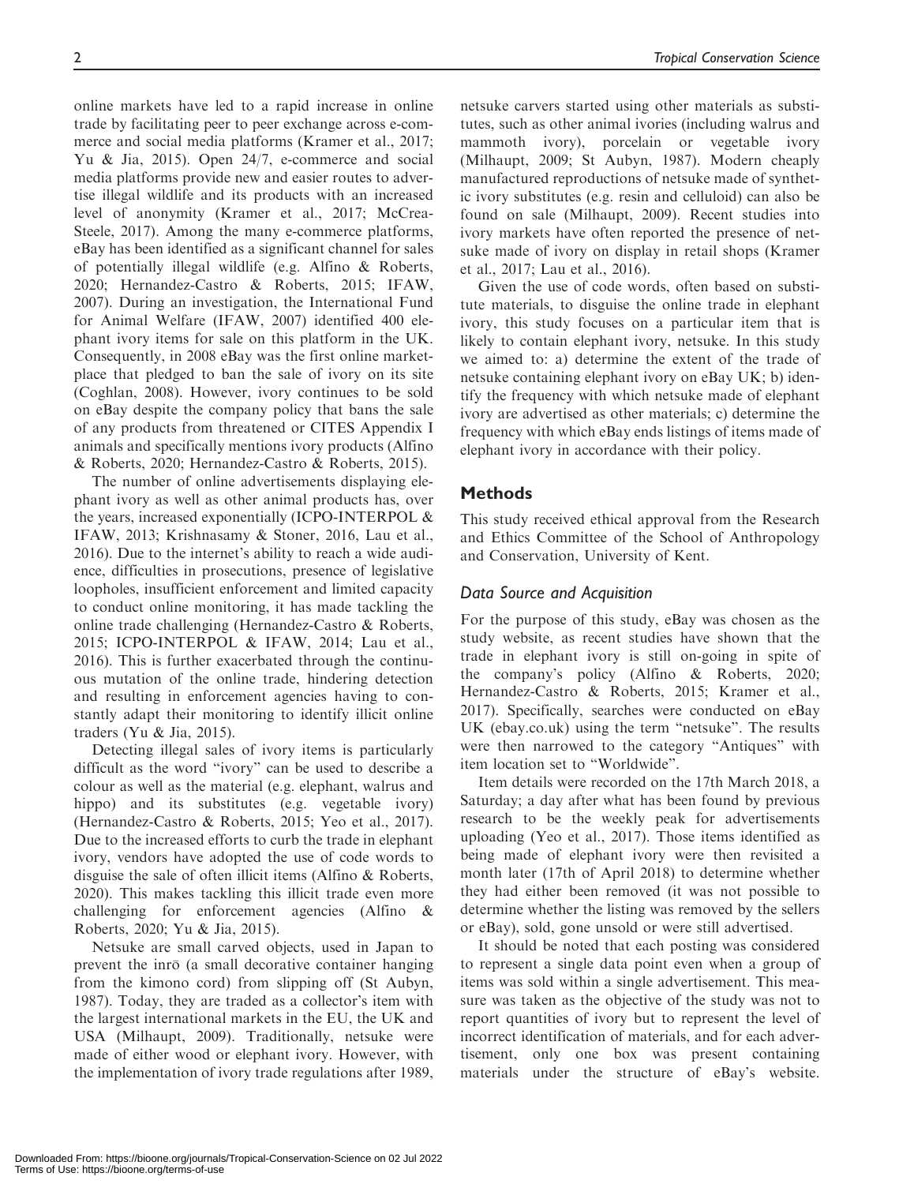online markets have led to a rapid increase in online trade by facilitating peer to peer exchange across e-commerce and social media platforms (Kramer et al., 2017; Yu & Jia, 2015). Open 24/7, e-commerce and social media platforms provide new and easier routes to advertise illegal wildlife and its products with an increased level of anonymity (Kramer et al., 2017; McCrea-Steele, 2017). Among the many e-commerce platforms, eBay has been identified as a significant channel for sales of potentially illegal wildlife (e.g. Alfino & Roberts, 2020; Hernandez-Castro & Roberts, 2015; IFAW, 2007). During an investigation, the International Fund for Animal Welfare (IFAW, 2007) identified 400 elephant ivory items for sale on this platform in the UK. Consequently, in 2008 eBay was the first online marketplace that pledged to ban the sale of ivory on its site (Coghlan, 2008). However, ivory continues to be sold on eBay despite the company policy that bans the sale of any products from threatened or CITES Appendix I animals and specifically mentions ivory products (Alfino & Roberts, 2020; Hernandez-Castro & Roberts, 2015).

The number of online advertisements displaying elephant ivory as well as other animal products has, over the years, increased exponentially (ICPO-INTERPOL & IFAW, 2013; Krishnasamy & Stoner, 2016, Lau et al., 2016). Due to the internet's ability to reach a wide audience, difficulties in prosecutions, presence of legislative loopholes, insufficient enforcement and limited capacity to conduct online monitoring, it has made tackling the online trade challenging (Hernandez-Castro & Roberts, 2015; ICPO-INTERPOL & IFAW, 2014; Lau et al., 2016). This is further exacerbated through the continuous mutation of the online trade, hindering detection and resulting in enforcement agencies having to constantly adapt their monitoring to identify illicit online traders (Yu & Jia, 2015).

Detecting illegal sales of ivory items is particularly difficult as the word "ivory" can be used to describe a colour as well as the material (e.g. elephant, walrus and hippo) and its substitutes (e.g. vegetable ivory) (Hernandez-Castro & Roberts, 2015; Yeo et al., 2017). Due to the increased efforts to curb the trade in elephant ivory, vendors have adopted the use of code words to disguise the sale of often illicit items (Alfino & Roberts, 2020). This makes tackling this illicit trade even more challenging for enforcement agencies (Alfino & Roberts, 2020; Yu & Jia, 2015).

Netsuke are small carved objects, used in Japan to prevent the inrō (a small decorative container hanging from the kimono cord) from slipping off (St Aubyn, 1987). Today, they are traded as a collector's item with the largest international markets in the EU, the UK and USA (Milhaupt, 2009). Traditionally, netsuke were made of either wood or elephant ivory. However, with the implementation of ivory trade regulations after 1989, netsuke carvers started using other materials as substitutes, such as other animal ivories (including walrus and mammoth ivory), porcelain or vegetable ivory (Milhaupt, 2009; St Aubyn, 1987). Modern cheaply manufactured reproductions of netsuke made of synthetic ivory substitutes (e.g. resin and celluloid) can also be found on sale (Milhaupt, 2009). Recent studies into ivory markets have often reported the presence of netsuke made of ivory on display in retail shops (Kramer et al., 2017; Lau et al., 2016).

Given the use of code words, often based on substitute materials, to disguise the online trade in elephant ivory, this study focuses on a particular item that is likely to contain elephant ivory, netsuke. In this study we aimed to: a) determine the extent of the trade of netsuke containing elephant ivory on eBay UK; b) identify the frequency with which netsuke made of elephant ivory are advertised as other materials; c) determine the frequency with which eBay ends listings of items made of elephant ivory in accordance with their policy.

## Methods

This study received ethical approval from the Research and Ethics Committee of the School of Anthropology and Conservation, University of Kent.

### Data Source and Acquisition

For the purpose of this study, eBay was chosen as the study website, as recent studies have shown that the trade in elephant ivory is still on-going in spite of the company's policy (Alfino & Roberts, 2020; Hernandez-Castro & Roberts, 2015; Kramer et al., 2017). Specifically, searches were conducted on eBay UK (ebay.co.uk) using the term "netsuke". The results were then narrowed to the category "Antiques" with item location set to "Worldwide".

Item details were recorded on the 17th March 2018, a Saturday; a day after what has been found by previous research to be the weekly peak for advertisements uploading (Yeo et al., 2017). Those items identified as being made of elephant ivory were then revisited a month later (17th of April 2018) to determine whether they had either been removed (it was not possible to determine whether the listing was removed by the sellers or eBay), sold, gone unsold or were still advertised.

It should be noted that each posting was considered to represent a single data point even when a group of items was sold within a single advertisement. This measure was taken as the objective of the study was not to report quantities of ivory but to represent the level of incorrect identification of materials, and for each advertisement, only one box was present containing materials under the structure of eBay's website.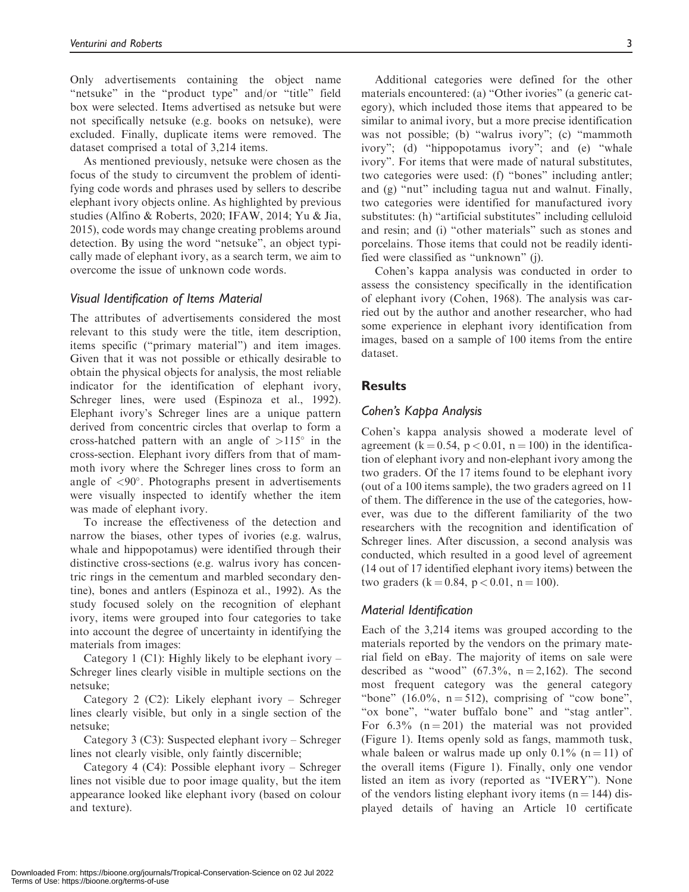Only advertisements containing the object name "netsuke" in the "product type" and/or "title" field box were selected. Items advertised as netsuke but were not specifically netsuke (e.g. books on netsuke), were excluded. Finally, duplicate items were removed. The dataset comprised a total of 3,214 items.

As mentioned previously, netsuke were chosen as the focus of the study to circumvent the problem of identifying code words and phrases used by sellers to describe elephant ivory objects online. As highlighted by previous studies (Alfino & Roberts, 2020; IFAW, 2014; Yu & Jia, 2015), code words may change creating problems around detection. By using the word "netsuke", an object typically made of elephant ivory, as a search term, we aim to overcome the issue of unknown code words.

### *Visual Identification of Items Material*

The attributes of advertisements considered the most relevant to this study were the title, item description, items specific ("primary material") and item images. Given that it was not possible or ethically desirable to obtain the physical objects for analysis, the most reliable indicator for the identification of elephant ivory, Schreger lines, were used (Espinoza et al., 1992). Elephant ivory's Schreger lines are a unique pattern derived from concentric circles that overlap to form a cross-hatched pattern with an angle of $>115^{\circ}$ in the cross-section. Elephant ivory differs from that of mammoth ivory where the Schreger lines cross to form an angle of $<90^{\circ}$. Photographs present in advertisements were visually inspected to identify whether the item was made of elephant ivory.

To increase the effectiveness of the detection and narrow the biases, other types of ivories (e.g. walrus, whale and hippopotamus) were identified through their distinctive cross-sections (e.g. walrus ivory has concentric rings in the cementum and marbled secondary dentine), bones and antlers (Espinoza et al., 1992). As the study focused solely on the recognition of elephant ivory, items were grouped into four categories to take into account the degree of uncertainty in identifying the materials from images:

Category 1 (C1): Highly likely to be elephant ivory – Schreger lines clearly visible in multiple sections on the netsuke;

Category 2 (C2): Likely elephant ivory – Schreger lines clearly visible, but only in a single section of the netsuke;

Category 3 (C3): Suspected elephant ivory – Schreger lines not clearly visible, only faintly discernible;

Category 4 (C4): Possible elephant ivory – Schreger lines not visible due to poor image quality, but the item appearance looked like elephant ivory (based on colour and texture).

Additional categories were defined for the other materials encountered: (a) "Other ivories" (a generic category), which included those items that appeared to be similar to animal ivory, but a more precise identification was not possible; (b) "walrus ivory"; (c) "mammoth ivory"; (d) "hippopotamus ivory"; and (e) "whale ivory". For items that were made of natural substitutes, two categories were used: (f) "bones" including antler; and (g) "nut" including tagua nut and walnut. Finally, two categories were identified for manufactured ivory substitutes: (h) "artificial substitutes" including celluloid and resin; and (i) "other materials" such as stones and porcelains. Those items that could not be readily identified were classified as "unknown" (j).

Cohen's kappa analysis was conducted in order to assess the consistency specifically in the identification of elephant ivory (Cohen, 1968). The analysis was carried out by the author and another researcher, who had some experience in elephant ivory identification from images, based on a sample of 100 items from the entire dataset.

## Results

### *Cohen's Kappa Analysis*

Cohen's kappa analysis showed a moderate level of agreement ($k = 0.54$, $p < 0.01$, $n = 100$) in the identification of elephant ivory and non-elephant ivory among the two graders. Of the 17 items found to be elephant ivory (out of a 100 items sample), the two graders agreed on 11 of them. The difference in the use of the categories, however, was due to the different familiarity of the two researchers with the recognition and identification of Schreger lines. After discussion, a second analysis was conducted, which resulted in a good level of agreement (14 out of 17 identified elephant ivory items) between the two graders ($k = 0.84$, $p < 0.01$, $n = 100$).

### *Material Identification*

Each of the 3,214 items was grouped according to the materials reported by the vendors on the primary material field on eBay. The majority of items on sale were described as "wood" (67.3%, $n = 2,162$). The second most frequent category was the general category "bone" (16.0%, $n = 512$), comprising of "cow bone", "ox bone", "water buffalo bone" and "stag antler". For 6.3% ($n = 201$) the material was not provided (Figure 1). Items openly sold as fangs, mammoth tusk, whale baleen or walrus made up only 0.1% ($n = 11$) of the overall items (Figure 1). Finally, only one vendor listed an item as ivory (reported as "IVERY"). None of the vendors listing elephant ivory items ($n = 144$) displayed details of having an Article 10 certificate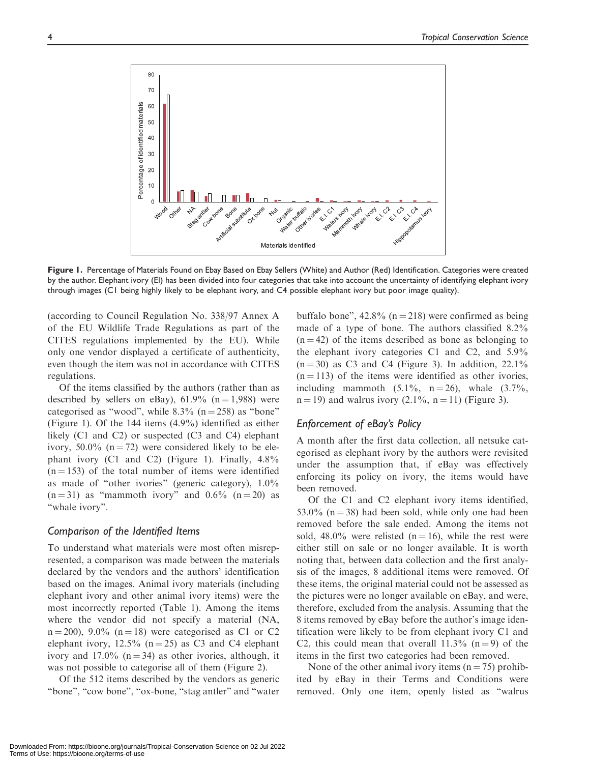Figure 1. Percentage of Materials Found on Ebay Based on Ebay Sellers (White) and Author (Red) Identification. Categories were created by the author. Elephant ivory (EI) has been divided into four categories that take into account the uncertainty of identifying elephant ivory through images (C1 being highly likely to be elephant ivory, and C4 possible elephant ivory but poor image quality).

(according to Council Regulation No. 338/97 Annex A of the EU Wildlife Trade Regulations as part of the CITES regulations implemented by the EU). While only one vendor displayed a certificate of authenticity, even though the item was not in accordance with CITES regulations.

Of the items classified by the authors (rather than as described by sellers on eBay), 61.9% (n = 1,988) were categorised as "wood", while 8.3% (n = 258) as "bone" (Figure 1). Of the 144 items (4.9%) identified as either likely (C1 and C2) or suspected (C3 and C4) elephant ivory, 50.0% (n = 72) were considered likely to be elephant ivory (C1 and C2) (Figure 1). Finally, 4.8% (n = 153) of the total number of items were identified as made of "other ivories" (generic category), 1.0% (n = 31) as "mammoth ivory" and 0.6% (n = 20) as "whale ivory".

## Comparison of the Identified Items

To understand what materials were most often misrepresented, a comparison was made between the materials declared by the vendors and the authors' identification based on the images. Animal ivory materials (including elephant ivory and other animal ivory items) were the most incorrectly reported (Table 1). Among the items where the vendor did not specify a material (NA, n = 200), 9.0% (n = 18) were categorised as C1 or C2 elephant ivory, 12.5% (n = 25) as C3 and C4 elephant ivory and 17.0% (n = 34) as other ivories, although, it was not possible to categorise all of them (Figure 2).

Of the 512 items described by the vendors as generic "bone", "cow bone", "ox-bone, "stag antler" and "water buffalo bone", 42.8% (n = 218) were confirmed as being made of a type of bone. The authors classified 8.2% (n = 42) of the items described as bone as belonging to the elephant ivory categories C1 and C2, and 5.9% (n = 30) as C3 and C4 (Figure 3). In addition, 22.1% (n = 113) of the items were identified as other ivories, including mammoth (5.1%, n = 26), whale (3.7%, n = 19) and walrus ivory (2.1%, n = 11) (Figure 3).

## Enforcement of eBay's Policy

A month after the first data collection, all netsuke categorised as elephant ivory by the authors were revisited under the assumption that, if eBay was effectively enforcing its policy on ivory, the items would have been removed.

Of the C1 and C2 elephant ivory items identified, 53.0% (n = 38) had been sold, while only one had been removed before the sale ended. Among the items not sold, 48.0% were relisted (n = 16), while the rest were either still on sale or no longer available. It is worth noting that, between data collection and the first analysis of the images, 8 additional items were removed. Of these items, the original material could not be assessed as the pictures were no longer available on eBay, and were, therefore, excluded from the analysis. Assuming that the 8 items removed by eBay before the author's image identification were likely to be from elephant ivory C1 and C2, this could mean that overall 11.3% (n = 9) of the items in the first two categories had been removed.

None of the other animal ivory items (n = 75) prohibited by eBay in their Terms and Conditions were removed. Only one item, openly listed as "walrus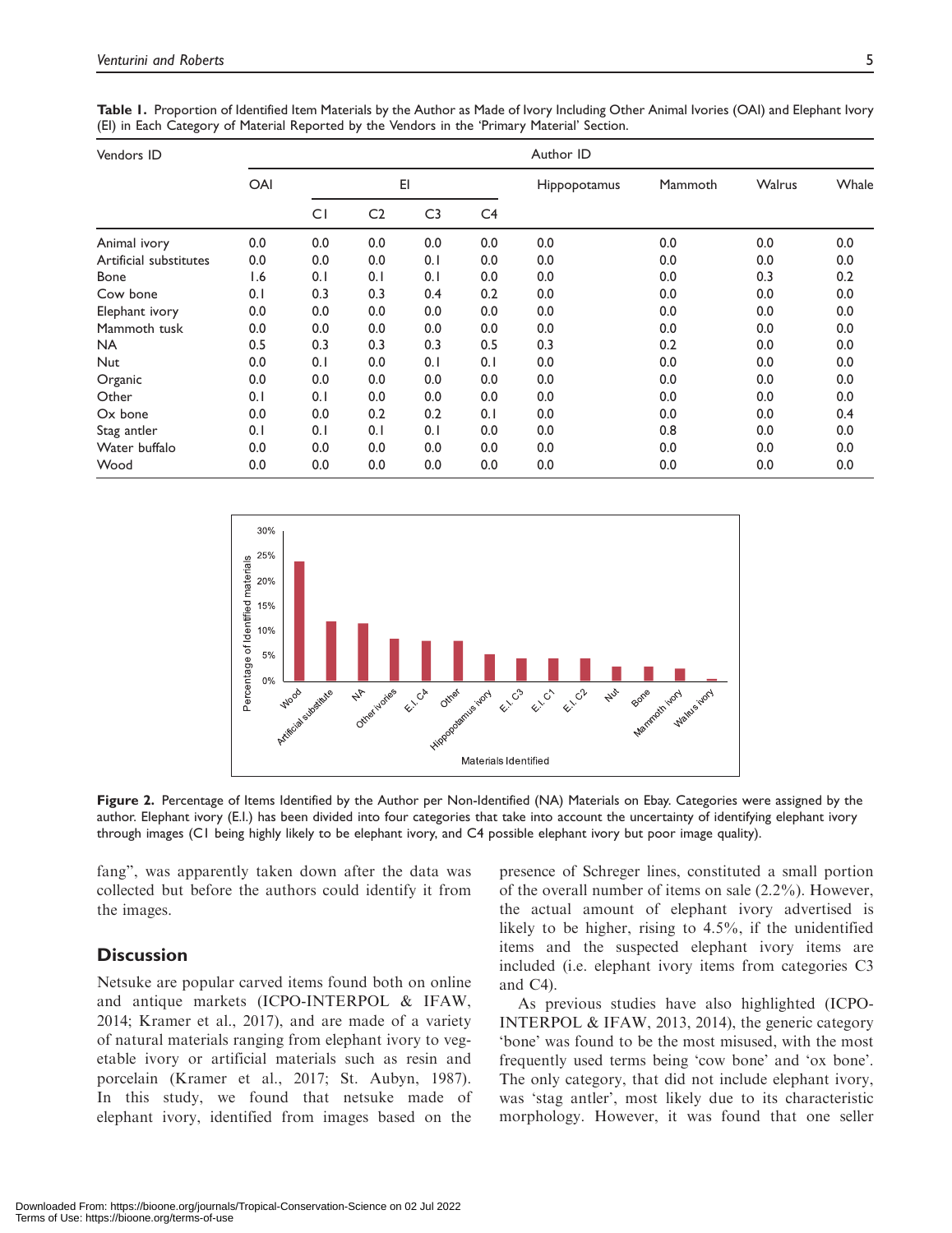**Table 1.** Proportion of Identified Item Materials by the Author as Made of Ivory Including Other Animal Ivories (OAI) and Elephant Ivory (EI) in Each Category of Material Reported by the Vendors in the 'Primary Material' Section.

| Vendors ID | Author ID | | | | | | | | |
|---|---|---|---|---|---|---|---|---|---|
| | OAI | EI | | | | Hippopotamus | Mammoth | Walrus | Whale |
| | | C1 | C2 | C3 | C4 | | | | |
| Animal ivory | 0.0 | 0.0 | 0.0 | 0.0 | 0.0 | 0.0 | 0.0 | 0.0 | 0.0 |
| Artificial substitutes | 0.0 | 0.0 | 0.0 | 0.1 | 0.0 | 0.0 | 0.0 | 0.0 | 0.0 |
| Bone | 1.6 | 0.1 | 0.1 | 0.1 | 0.0 | 0.0 | 0.0 | 0.3 | 0.2 |
| Cow bone | 0.1 | 0.3 | 0.3 | 0.4 | 0.2 | 0.0 | 0.0 | 0.0 | 0.0 |
| Elephant ivory | 0.0 | 0.0 | 0.0 | 0.0 | 0.0 | 0.0 | 0.0 | 0.0 | 0.0 |
| Mammoth tusk | 0.0 | 0.0 | 0.0 | 0.0 | 0.0 | 0.0 | 0.0 | 0.0 | 0.0 |
| NA | 0.5 | 0.3 | 0.3 | 0.3 | 0.5 | 0.3 | 0.2 | 0.0 | 0.0 |
| Nut | 0.0 | 0.1 | 0.0 | 0.1 | 0.1 | 0.0 | 0.0 | 0.0 | 0.0 |
| Organic | 0.0 | 0.0 | 0.0 | 0.0 | 0.0 | 0.0 | 0.0 | 0.0 | 0.0 |
| Other | 0.1 | 0.1 | 0.0 | 0.0 | 0.0 | 0.0 | 0.0 | 0.0 | 0.0 |
| Ox bone | 0.0 | 0.0 | 0.2 | 0.2 | 0.1 | 0.0 | 0.0 | 0.0 | 0.4 |
| Stag antler | 0.1 | 0.1 | 0.1 | 0.1 | 0.0 | 0.0 | 0.8 | 0.0 | 0.0 |
| Water buffalo | 0.0 | 0.0 | 0.0 | 0.0 | 0.0 | 0.0 | 0.0 | 0.0 | 0.0 |
| Wood | 0.0 | 0.0 | 0.0 | 0.0 | 0.0 | 0.0 | 0.0 | 0.0 | 0.0 |

**Figure 2.** Percentage of Items Identified by the Author per Non-Identified (NA) Materials on Ebay. Categories were assigned by the author. Elephant ivory (E.I.) has been divided into four categories that take into account the uncertainty of identifying elephant ivory through images (C1 being highly likely to be elephant ivory, and C4 possible elephant ivory but poor image quality).

fang", was apparently taken down after the data was collected but before the authors could identify it from the images.

## Discussion

Netsuke are popular carved items found both on online and antique markets (ICPO-INTERPOL & IFAW, 2014; Kramer et al., 2017), and are made of a variety of natural materials ranging from elephant ivory to vegetable ivory or artificial materials such as resin and porcelain (Kramer et al., 2017; St. Aubyn, 1987). In this study, we found that netsuke made of elephant ivory, identified from images based on the presence of Schreger lines, constituted a small portion of the overall number of items on sale (2.2%). However, the actual amount of elephant ivory advertised is likely to be higher, rising to 4.5%, if the unidentified items and the suspected elephant ivory items are included (i.e. elephant ivory items from categories C3 and C4).

As previous studies have also highlighted (ICPO-INTERPOL & IFAW, 2013, 2014), the generic category 'bone' was found to be the most misused, with the most frequently used terms being 'cow bone' and 'ox bone'. The only category, that did not include elephant ivory, was 'stag antler', most likely due to its characteristic morphology. However, it was found that one seller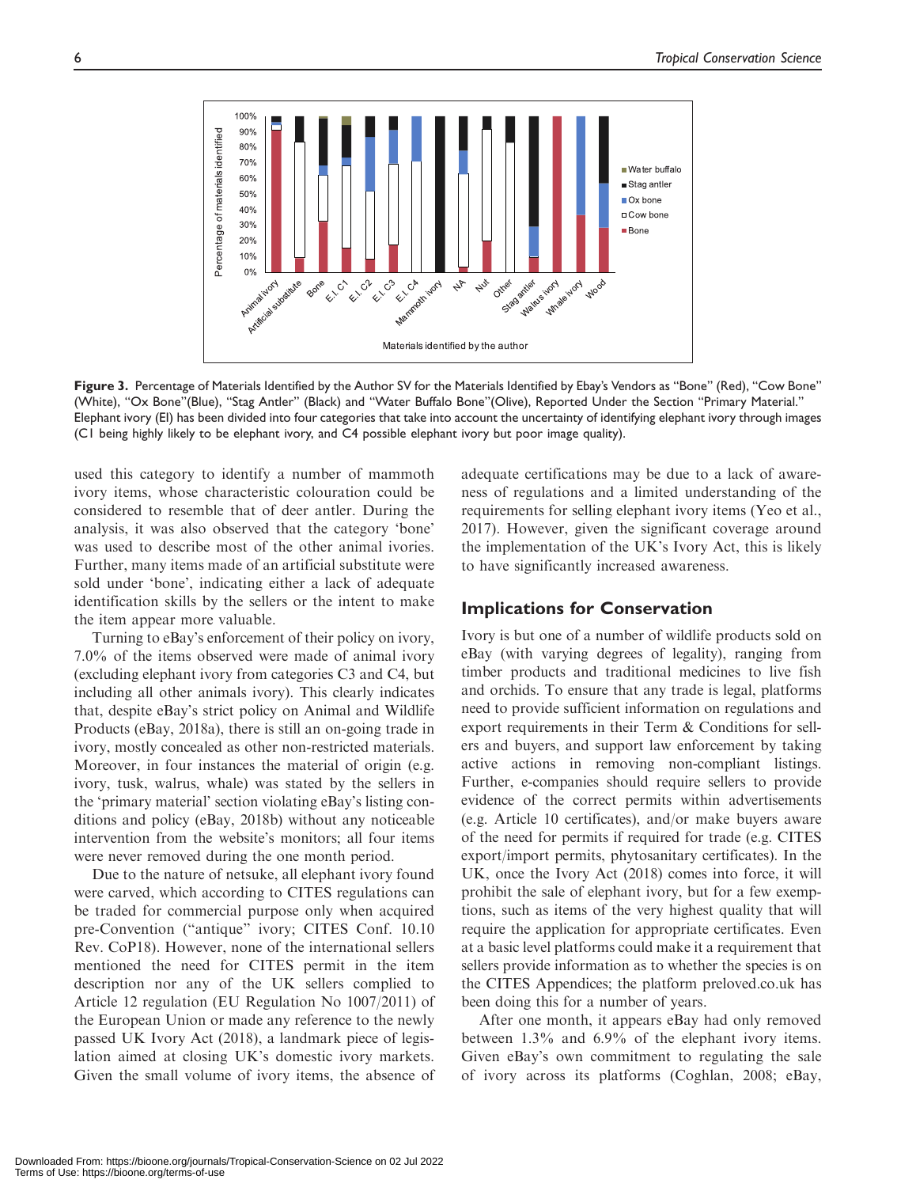Figure 3. Percentage of Materials Identified by the Author SV for the Materials Identified by Ebay's Vendors as "Bone" (Red), "Cow Bone" (White), "Ox Bone"(Blue), "Stag Antler" (Black) and "Water Buffalo Bone"(Olive), Reported Under the Section "Primary Material." Elephant ivory (EI) has been divided into four categories that take into account the uncertainty of identifying elephant ivory through images (C1 being highly likely to be elephant ivory, and C4 possible elephant ivory but poor image quality).

used this category to identify a number of mammoth ivory items, whose characteristic colouration could be considered to resemble that of deer antler. During the analysis, it was also observed that the category 'bone' was used to describe most of the other animal ivories. Further, many items made of an artificial substitute were sold under 'bone', indicating either a lack of adequate identification skills by the sellers or the intent to make the item appear more valuable.

Turning to eBay's enforcement of their policy on ivory, 7.0% of the items observed were made of animal ivory (excluding elephant ivory from categories C3 and C4, but including all other animals ivory). This clearly indicates that, despite eBay's strict policy on Animal and Wildlife Products (eBay, 2018a), there is still an on-going trade in ivory, mostly concealed as other non-restricted materials. Moreover, in four instances the material of origin (e.g. ivory, tusk, walrus, whale) was stated by the sellers in the 'primary material' section violating eBay's listing conditions and policy (eBay, 2018b) without any noticeable intervention from the website's monitors; all four items were never removed during the one month period.

Due to the nature of netsuke, all elephant ivory found were carved, which according to CITES regulations can be traded for commercial purpose only when acquired pre-Convention ("antique" ivory; CITES Conf. 10.10 Rev. CoP18). However, none of the international sellers mentioned the need for CITES permit in the item description nor any of the UK sellers complied to Article 12 regulation (EU Regulation No 1007/2011) of the European Union or made any reference to the newly passed UK Ivory Act (2018), a landmark piece of legislation aimed at closing UK's domestic ivory markets. Given the small volume of ivory items, the absence of adequate certifications may be due to a lack of awareness of regulations and a limited understanding of the requirements for selling elephant ivory items (Yeo et al., 2017). However, given the significant coverage around the implementation of the UK's Ivory Act, this is likely to have significantly increased awareness.

## Implications for Conservation

Ivory is but one of a number of wildlife products sold on eBay (with varying degrees of legality), ranging from timber products and traditional medicines to live fish and orchids. To ensure that any trade is legal, platforms need to provide sufficient information on regulations and export requirements in their Term & Conditions for sellers and buyers, and support law enforcement by taking active actions in removing non-compliant listings. Further, e-companies should require sellers to provide evidence of the correct permits within advertisements (e.g. Article 10 certificates), and/or make buyers aware of the need for permits if required for trade (e.g. CITES export/import permits, phytosanitary certificates). In the UK, once the Ivory Act (2018) comes into force, it will prohibit the sale of elephant ivory, but for a few exemptions, such as items of the very highest quality that will require the application for appropriate certificates. Even at a basic level platforms could make it a requirement that sellers provide information as to whether the species is on the CITES Appendices; the platform preloved.co.uk has been doing this for a number of years.

After one month, it appears eBay had only removed between 1.3% and 6.9% of the elephant ivory items. Given eBay's own commitment to regulating the sale of ivory across its platforms (Coghlan, 2008; eBay,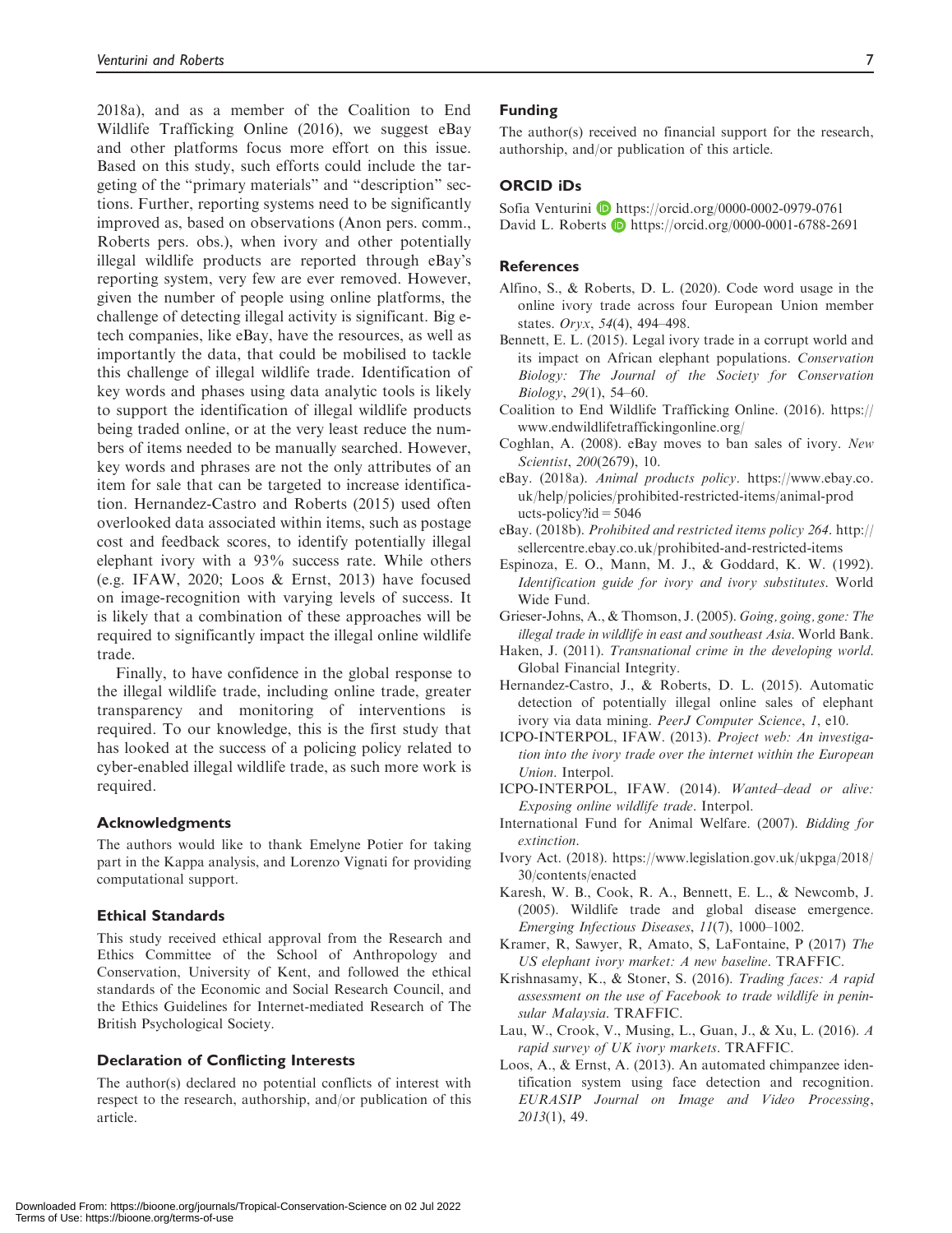2018a), and as a member of the Coalition to End Wildlife Trafficking Online (2016), we suggest eBay and other platforms focus more effort on this issue. Based on this study, such efforts could include the targeting of the "primary materials" and "description" sections. Further, reporting systems need to be significantly improved as, based on observations (Anon pers. comm., Roberts pers. obs.), when ivory and other potentially illegal wildlife products are reported through eBay's reporting system, very few are ever removed. However, given the number of people using online platforms, the challenge of detecting illegal activity is significant. Big e-tech companies, like eBay, have the resources, as well as importantly the data, that could be mobilised to tackle this challenge of illegal wildlife trade. Identification of key words and phases using data analytic tools is likely to support the identification of illegal wildlife products being traded online, or at the very least reduce the numbers of items needed to be manually searched. However, key words and phrases are not the only attributes of an item for sale that can be targeted to increase identification. Hernandez-Castro and Roberts (2015) used often overlooked data associated within items, such as postage cost and feedback scores, to identify potentially illegal elephant ivory with a 93% success rate. While others (e.g. IFAW, 2020; Loos & Ernst, 2013) have focused on image-recognition with varying levels of success. It is likely that a combination of these approaches will be required to significantly impact the illegal online wildlife trade.

Finally, to have confidence in the global response to the illegal wildlife trade, including online trade, greater transparency and monitoring of interventions is required. To our knowledge, this is the first study that has looked at the success of a policing policy related to cyber-enabled illegal wildlife trade, as such more work is required.

### Acknowledgments

The authors would like to thank Emelyne Potier for taking part in the Kappa analysis, and Lorenzo Vignati for providing computational support.

### Ethical Standards

This study received ethical approval from the Research and Ethics Committee of the School of Anthropology and Conservation, University of Kent, and followed the ethical standards of the Economic and Social Research Council, and the Ethics Guidelines for Internet-mediated Research of The British Psychological Society.

### Declaration of Conflicting Interests

The author(s) declared no potential conflicts of interest with respect to the research, authorship, and/or publication of this article.

### Funding

The author(s) received no financial support for the research, authorship, and/or publication of this article.

### ORCID iDs

Sofia Venturini https://orcid.org/0000-0002-0979-0761
David L. Roberts https://orcid.org/0000-0001-6788-2691

### References

Alfino, S., & Roberts, D. L. (2020). Code word usage in the online ivory trade across four European Union member states. *Oryx*, *54*(4), 494–498.

Bennett, E. L. (2015). Legal ivory trade in a corrupt world and its impact on African elephant populations. *Conservation Biology: The Journal of the Society for Conservation Biology*, *29*(1), 54–60.

Coalition to End Wildlife Trafficking Online. (2016). https://www.endwildlifetraffickingonline.org/

Coghlan, A. (2008). eBay moves to ban sales of ivory. *New Scientist*, *200*(2679), 10.

eBay. (2018a). *Animal products policy*. https://www.ebay.co.uk/help/policies/prohibited-restricted-items/animal-products-policy?id = 5046

eBay. (2018b). *Prohibited and restricted items policy 264*. http://sellercentre.ebay.co.uk/prohibited-and-restricted-items

Espinoza, E. O., Mann, M. J., & Goddard, K. W. (1992). *Identification guide for ivory and ivory substitutes*. World Wide Fund.

Grieser-Johns, A., & Thomson, J. (2005). *Going, going, gone: The illegal trade in wildlife in east and southeast Asia*. World Bank.

Haken, J. (2011). *Transnational crime in the developing world*. Global Financial Integrity.

Hernandez-Castro, J., & Roberts, D. L. (2015). Automatic detection of potentially illegal online sales of elephant ivory via data mining. *PeerJ Computer Science*, *1*, e10.

ICPO-INTERPOL, IFAW. (2013). *Project web: An investigation into the ivory trade over the internet within the European Union*. Interpol.

ICPO-INTERPOL, IFAW. (2014). *Wanted–dead or alive: Exposing online wildlife trade*. Interpol.

International Fund for Animal Welfare. (2007). *Bidding for extinction*.

Ivory Act. (2018). https://www.legislation.gov.uk/ukpga/2018/30/contents/enacted

Karesh, W. B., Cook, R. A., Bennett, E. L., & Newcomb, J. (2005). Wildlife trade and global disease emergence. *Emerging Infectious Diseases*, *11*(7), 1000–1002.

Kramer, R, Sawyer, R, Amato, S, LaFontaine, P (2017) *The US elephant ivory market: A new baseline*. TRAFFIC.

Krishnasamy, K., & Stoner, S. (2016). *Trading faces: A rapid assessment on the use of Facebook to trade wildlife in peninsular Malaysia*. TRAFFIC.

Lau, W., Crook, V., Musing, L., Guan, J., & Xu, L. (2016). *A rapid survey of UK ivory markets*. TRAFFIC.

Loos, A., & Ernst, A. (2013). An automated chimpanzee identification system using face detection and recognition. *EURASIP Journal on Image and Video Processing*, *2013*(1), 49.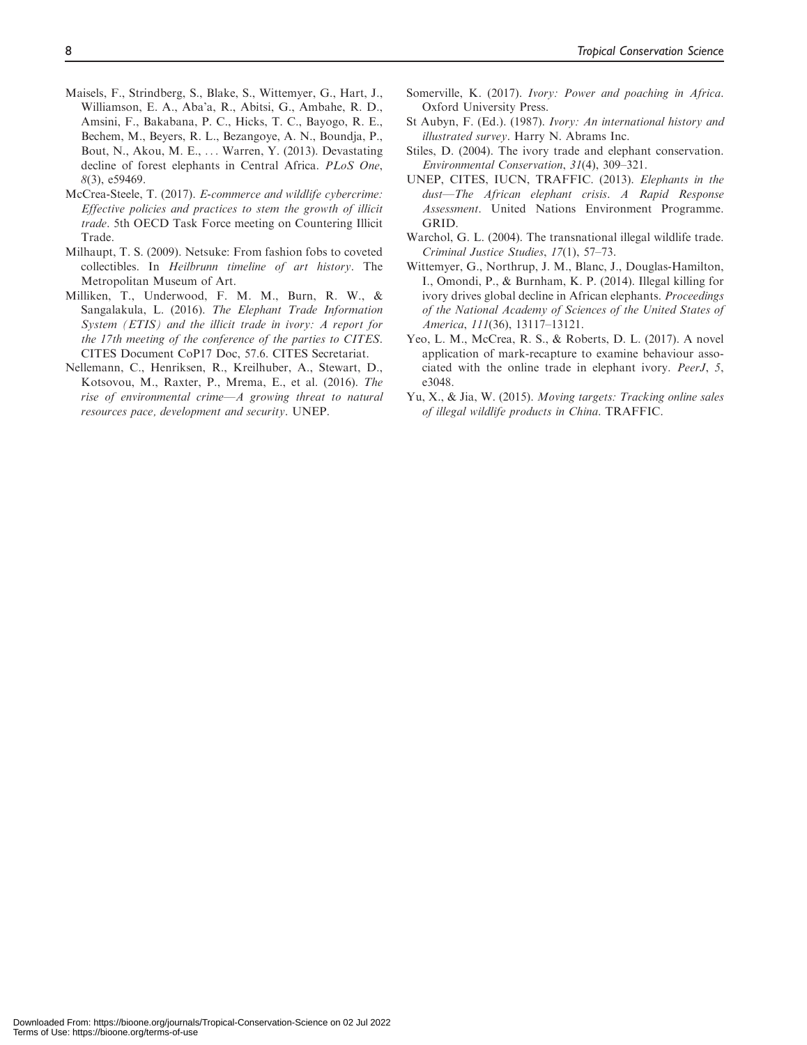Maisels, F., Strindberg, S., Blake, S., Wittemyer, G., Hart, J., Williamson, E. A., Aba'a, R., Abitsi, G., Ambahe, R. D., Amsini, F., Bakabana, P. C., Hicks, T. C., Bayogo, R. E., Bechem, M., Beyers, R. L., Bezangoye, A. N., Boundja, P., Bout, N., Akou, M. E., … Warren, Y. (2013). Devastating decline of forest elephants in Central Africa. *PLoS One*, *8*(3), e59469.

McCrea-Steele, T. (2017). *E-commerce and wildlife cybercrime: Effective policies and practices to stem the growth of illicit trade*. 5th OECD Task Force meeting on Countering Illicit Trade.

Milhaupt, T. S. (2009). Netsuke: From fashion fobs to coveted collectibles. In *Heilbrunn timeline of art history*. The Metropolitan Museum of Art.

Milliken, T., Underwood, F. M. M., Burn, R. W., & Sangalakula, L. (2016). *The Elephant Trade Information System (ETIS) and the illicit trade in ivory: A report for the 17th meeting of the conference of the parties to CITES*. CITES Document CoP17 Doc, 57.6. CITES Secretariat.

Nellemann, C., Henriksen, R., Kreilhuber, A., Stewart, D., Kotsovou, M., Raxter, P., Mrema, E., et al. (2016). *The rise of environmental crime—A growing threat to natural resources pace, development and security*. UNEP.

Somerville, K. (2017). *Ivory: Power and poaching in Africa*. Oxford University Press.

St Aubyn, F. (Ed.). (1987). *Ivory: An international history and illustrated survey*. Harry N. Abrams Inc.

Stiles, D. (2004). The ivory trade and elephant conservation. *Environmental Conservation*, *31*(4), 309–321.

UNEP, CITES, IUCN, TRAFFIC. (2013). *Elephants in the dust—The African elephant crisis. A Rapid Response Assessment*. United Nations Environment Programme. GRID.

Warchol, G. L. (2004). The transnational illegal wildlife trade. *Criminal Justice Studies*, *17*(1), 57–73.

Wittemyer, G., Northrup, J. M., Blanc, J., Douglas-Hamilton, I., Omondi, P., & Burnham, K. P. (2014). Illegal killing for ivory drives global decline in African elephants. *Proceedings of the National Academy of Sciences of the United States of America*, *111*(36), 13117–13121.

Yeo, L. M., McCrea, R. S., & Roberts, D. L. (2017). A novel application of mark-recapture to examine behaviour associated with the online trade in elephant ivory. *PeerJ*, *5*, e3048.

Yu, X., & Jia, W. (2015). *Moving targets: Tracking online sales of illegal wildlife products in China*. TRAFFIC.